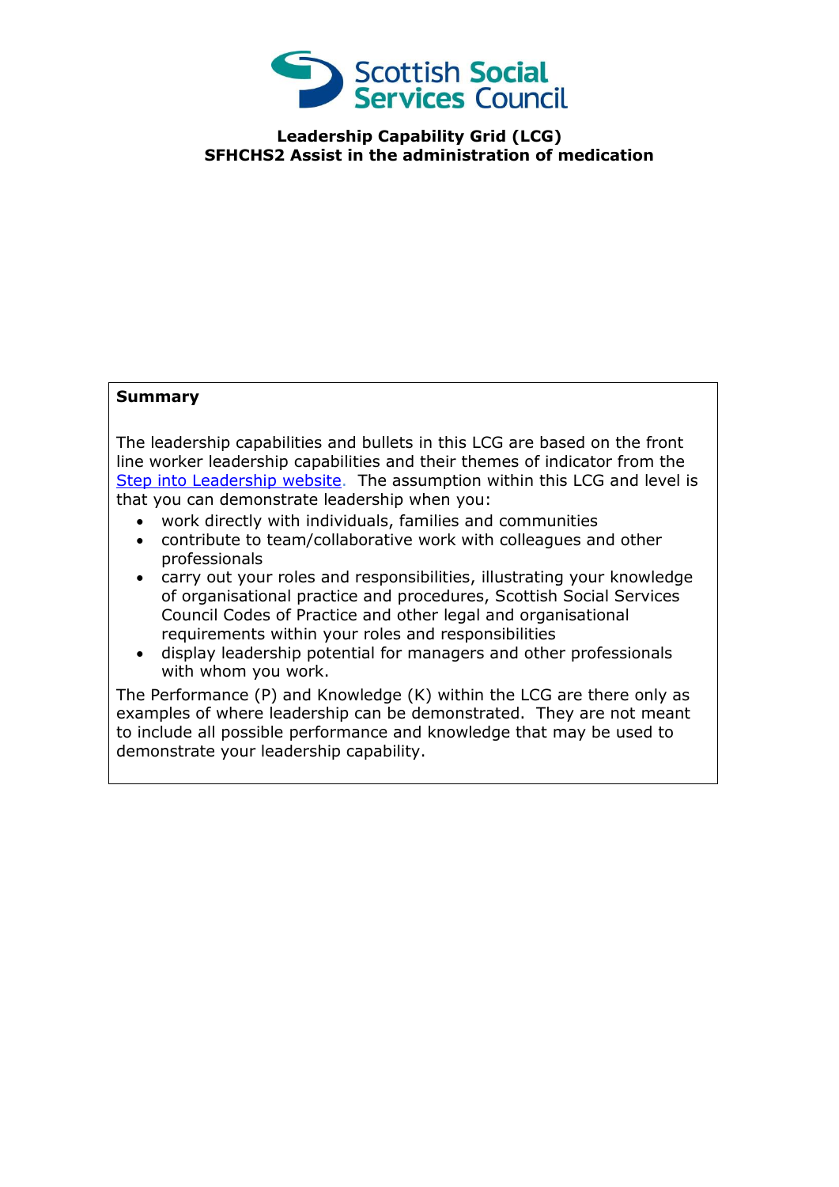Scottish Social Services Council

**Leadership Capability Grid (LCG)**
**SFHCHS2 Assist in the administration of medication**

**Summary**

The leadership capabilities and bullets in this LCG are based on the front line worker leadership capabilities and their themes of indicator from the Step into Leadership website. The assumption within this LCG and level is that you can demonstrate leadership when you:

- work directly with individuals, families and communities
- contribute to team/collaborative work with colleagues and other professionals
- carry out your roles and responsibilities, illustrating your knowledge of organisational practice and procedures, Scottish Social Services Council Codes of Practice and other legal and organisational requirements within your roles and responsibilities
- display leadership potential for managers and other professionals with whom you work.

The Performance (P) and Knowledge (K) within the LCG are there only as examples of where leadership can be demonstrated. They are not meant to include all possible performance and knowledge that may be used to demonstrate your leadership capability.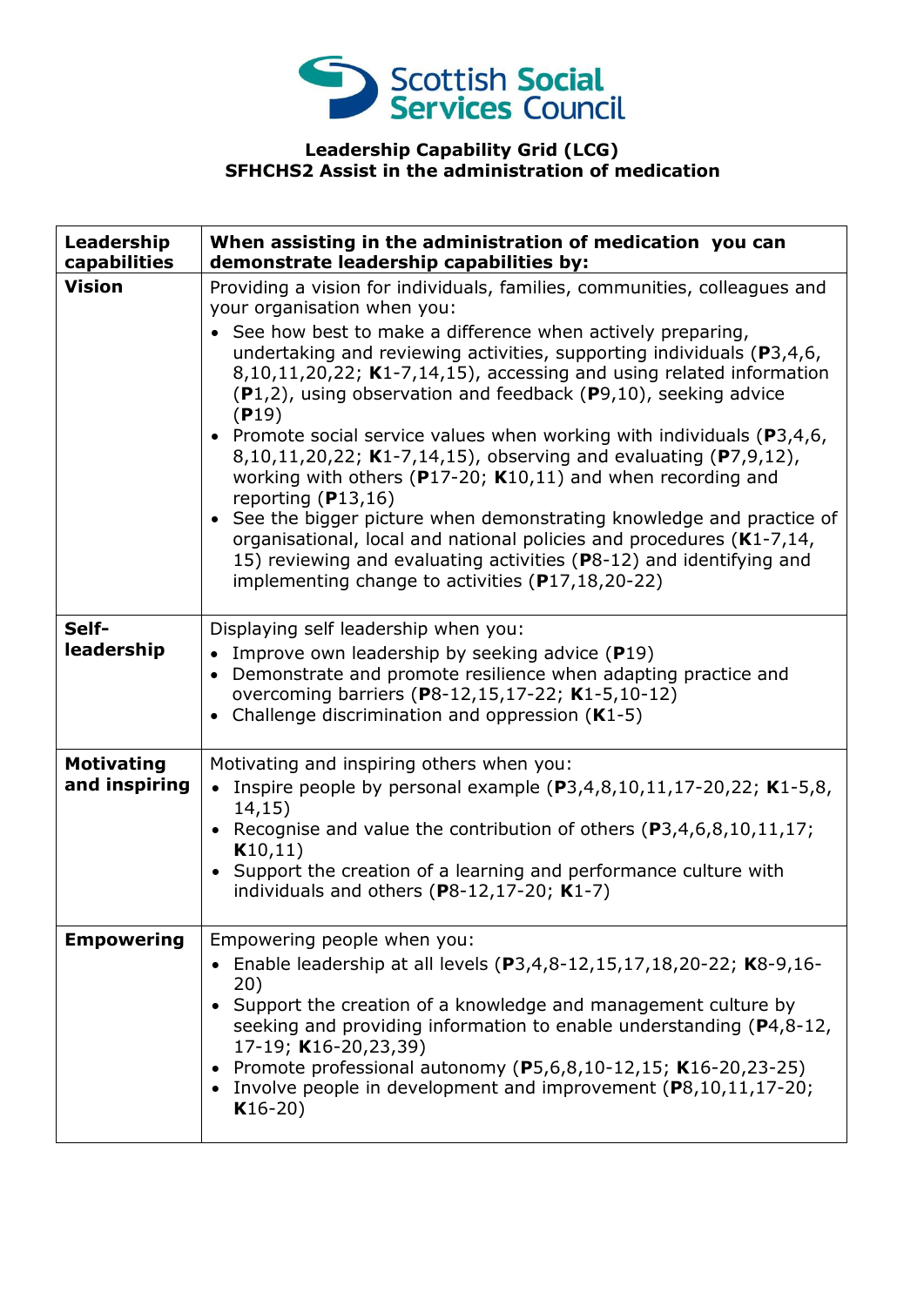Scottish Social Services Council

**Leadership Capability Grid (LCG)**
**SFHCHS2 Assist in the administration of medication**

| **Leadership capabilities** | **When assisting in the administration of medication you can demonstrate leadership capabilities by:** |
|---|---|
| **Vision** | Providing a vision for individuals, families, communities, colleagues and your organisation when you:<br>• See how best to make a difference when actively preparing, undertaking and reviewing activities, supporting individuals (**P**3,4,6, 8,10,11,20,22; **K**1-7,14,15), accessing and using related information (**P**1,2), using observation and feedback (**P**9,10), seeking advice (**P**19)<br>• Promote social service values when working with individuals (**P**3,4,6, 8,10,11,20,22; **K**1-7,14,15), observing and evaluating (**P**7,9,12), working with others (**P**17-20; **K**10,11) and when recording and reporting (**P**13,16)<br>• See the bigger picture when demonstrating knowledge and practice of organisational, local and national policies and procedures (**K**1-7,14, 15) reviewing and evaluating activities (**P**8-12) and identifying and implementing change to activities (**P**17,18,20-22) |
| **Self-leadership** | Displaying self leadership when you:<br>• Improve own leadership by seeking advice (**P**19)<br>• Demonstrate and promote resilience when adapting practice and overcoming barriers (**P**8-12,15,17-22; **K**1-5,10-12)<br>• Challenge discrimination and oppression (**K**1-5) |
| **Motivating and inspiring** | Motivating and inspiring others when you:<br>• Inspire people by personal example (**P**3,4,8,10,11,17-20,22; **K**1-5,8, 14,15)<br>• Recognise and value the contribution of others (**P**3,4,6,8,10,11,17; **K**10,11)<br>• Support the creation of a learning and performance culture with individuals and others (**P**8-12,17-20; **K**1-7) |
| **Empowering** | Empowering people when you:<br>• Enable leadership at all levels (**P**3,4,8-12,15,17,18,20-22; **K**8-9,16-20)<br>• Support the creation of a knowledge and management culture by seeking and providing information to enable understanding (**P**4,8-12, 17-19; **K**16-20,23,39)<br>• Promote professional autonomy (**P**5,6,8,10-12,15; **K**16-20,23-25)<br>• Involve people in development and improvement (**P**8,10,11,17-20; **K**16-20) |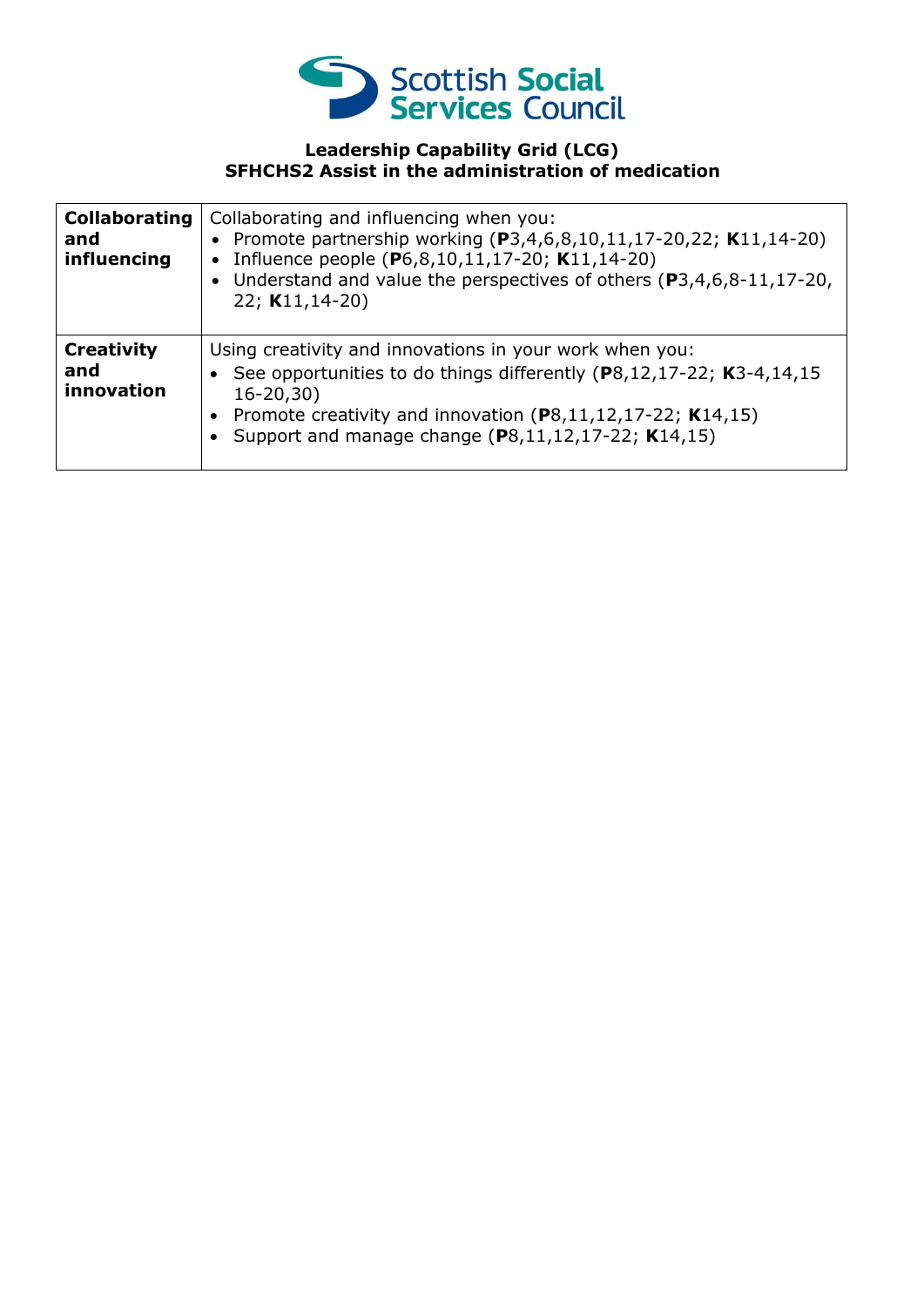**Leadership Capability Grid (LCG)**
**SFHCHS2 Assist in the administration of medication**

| | |
|---|---|
| **Collaborating and influencing** | Collaborating and influencing when you:<br>• Promote partnership working (**P**3,4,6,8,10,11,17-20,22; **K**11,14-20)<br>• Influence people (**P**6,8,10,11,17-20; **K**11,14-20)<br>• Understand and value the perspectives of others (**P**3,4,6,8-11,17-20, 22; **K**11,14-20) |
| **Creativity and innovation** | Using creativity and innovations in your work when you:<br>• See opportunities to do things differently (**P**8,12,17-22; **K**3-4,14,15 16-20,30)<br>• Promote creativity and innovation (**P**8,11,12,17-22; **K**14,15)<br>• Support and manage change (**P**8,11,12,17-22; **K**14,15) |